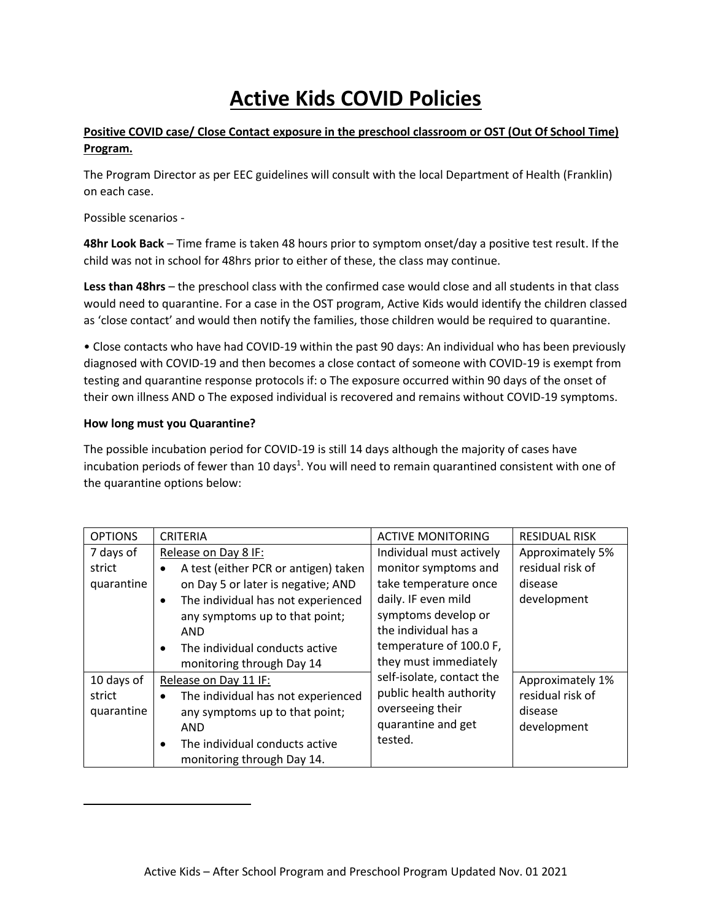# Active Kids COVID Policies

**Positive COVID case/ Close Contact exposure in the preschool classroom or OST (Out Of School Time) Program.**

The Program Director as per EEC guidelines will consult with the local Department of Health (Franklin) on each case.

Possible scenarios -

**48hr Look Back** – Time frame is taken 48 hours prior to symptom onset/day a positive test result. If the child was not in school for 48hrs prior to either of these, the class may continue.

**Less than 48hrs** – the preschool class with the confirmed case would close and all students in that class would need to quarantine. For a case in the OST program, Active Kids would identify the children classed as 'close contact' and would then notify the families, those children would be required to quarantine.

• Close contacts who have had COVID-19 within the past 90 days: An individual who has been previously diagnosed with COVID-19 and then becomes a close contact of someone with COVID-19 is exempt from testing and quarantine response protocols if: o The exposure occurred within 90 days of the onset of their own illness AND o The exposed individual is recovered and remains without COVID-19 symptoms.

**How long must you Quarantine?**

The possible incubation period for COVID-19 is still 14 days although the majority of cases have incubation periods of fewer than 10 days[1]. You will need to remain quarantined consistent with one of the quarantine options below:

| OPTIONS | CRITERIA | ACTIVE MONITORING | RESIDUAL RISK |
|---|---|---|---|
| 7 days of strict quarantine | Release on Day 8 IF:<br>• A test (either PCR or antigen) taken on Day 5 or later is negative; AND<br>• The individual has not experienced any symptoms up to that point; AND<br>• The individual conducts active monitoring through Day 14 | Individual must actively monitor symptoms and take temperature once daily. IF even mild symptoms develop or the individual has a temperature of 100.0 F, they must immediately self-isolate, contact the public health authority overseeing their quarantine and get tested. | Approximately 5% residual risk of disease development |
| 10 days of strict quarantine | Release on Day 11 IF:<br>• The individual has not experienced any symptoms up to that point; AND<br>• The individual conducts active monitoring through Day 14. | | Approximately 1% residual risk of disease development |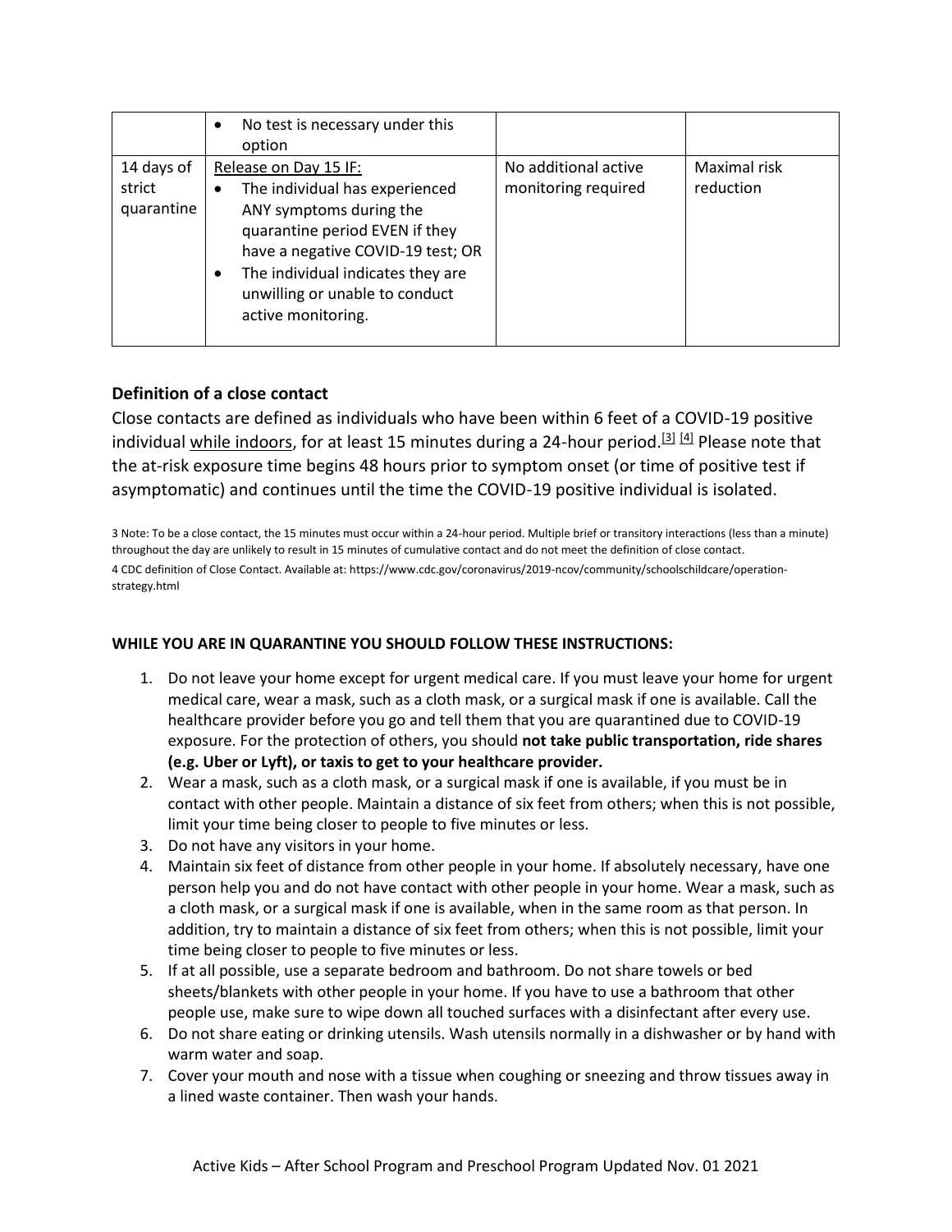| | | | |
|---|---|---|---|
| | • No test is necessary under this option | | |
| 14 days of strict quarantine | Release on Day 15 IF:<br>• The individual has experienced ANY symptoms during the quarantine period EVEN if they have a negative COVID-19 test; OR<br>• The individual indicates they are unwilling or unable to conduct active monitoring. | No additional active monitoring required | Maximal risk reduction |

### Definition of a close contact

Close contacts are defined as individuals who have been within 6 feet of a COVID-19 positive individual while indoors, for at least 15 minutes during a 24-hour period.[3] [4] Please note that the at-risk exposure time begins 48 hours prior to symptom onset (or time of positive test if asymptomatic) and continues until the time the COVID-19 positive individual is isolated.

3 Note: To be a close contact, the 15 minutes must occur within a 24-hour period. Multiple brief or transitory interactions (less than a minute) throughout the day are unlikely to result in 15 minutes of cumulative contact and do not meet the definition of close contact.

4 CDC definition of Close Contact. Available at: https://www.cdc.gov/coronavirus/2019-ncov/community/schoolschildcare/operation-strategy.html

**WHILE YOU ARE IN QUARANTINE YOU SHOULD FOLLOW THESE INSTRUCTIONS:**

1. Do not leave your home except for urgent medical care. If you must leave your home for urgent medical care, wear a mask, such as a cloth mask, or a surgical mask if one is available. Call the healthcare provider before you go and tell them that you are quarantined due to COVID-19 exposure. For the protection of others, you should **not take public transportation, ride shares (e.g. Uber or Lyft), or taxis to get to your healthcare provider.**
2. Wear a mask, such as a cloth mask, or a surgical mask if one is available, if you must be in contact with other people. Maintain a distance of six feet from others; when this is not possible, limit your time being closer to people to five minutes or less.
3. Do not have any visitors in your home.
4. Maintain six feet of distance from other people in your home. If absolutely necessary, have one person help you and do not have contact with other people in your home. Wear a mask, such as a cloth mask, or a surgical mask if one is available, when in the same room as that person. In addition, try to maintain a distance of six feet from others; when this is not possible, limit your time being closer to people to five minutes or less.
5. If at all possible, use a separate bedroom and bathroom. Do not share towels or bed sheets/blankets with other people in your home. If you have to use a bathroom that other people use, make sure to wipe down all touched surfaces with a disinfectant after every use.
6. Do not share eating or drinking utensils. Wash utensils normally in a dishwasher or by hand with warm water and soap.
7. Cover your mouth and nose with a tissue when coughing or sneezing and throw tissues away in a lined waste container. Then wash your hands.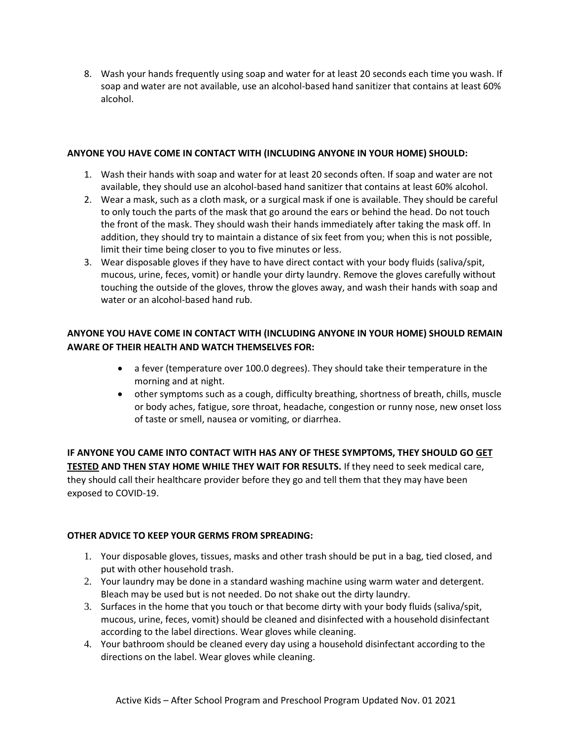8. Wash your hands frequently using soap and water for at least 20 seconds each time you wash. If soap and water are not available, use an alcohol-based hand sanitizer that contains at least 60% alcohol.

**ANYONE YOU HAVE COME IN CONTACT WITH (INCLUDING ANYONE IN YOUR HOME) SHOULD:**

1. Wash their hands with soap and water for at least 20 seconds often. If soap and water are not available, they should use an alcohol-based hand sanitizer that contains at least 60% alcohol.
2. Wear a mask, such as a cloth mask, or a surgical mask if one is available. They should be careful to only touch the parts of the mask that go around the ears or behind the head. Do not touch the front of the mask. They should wash their hands immediately after taking the mask off. In addition, they should try to maintain a distance of six feet from you; when this is not possible, limit their time being closer to you to five minutes or less.
3. Wear disposable gloves if they have to have direct contact with your body fluids (saliva/spit, mucous, urine, feces, vomit) or handle your dirty laundry. Remove the gloves carefully without touching the outside of the gloves, throw the gloves away, and wash their hands with soap and water or an alcohol-based hand rub.

**ANYONE YOU HAVE COME IN CONTACT WITH (INCLUDING ANYONE IN YOUR HOME) SHOULD REMAIN AWARE OF THEIR HEALTH AND WATCH THEMSELVES FOR:**

- a fever (temperature over 100.0 degrees). They should take their temperature in the morning and at night.
- other symptoms such as a cough, difficulty breathing, shortness of breath, chills, muscle or body aches, fatigue, sore throat, headache, congestion or runny nose, new onset loss of taste or smell, nausea or vomiting, or diarrhea.

**IF ANYONE YOU CAME INTO CONTACT WITH HAS ANY OF THESE SYMPTOMS, THEY SHOULD GO <u>GET TESTED</u> AND THEN STAY HOME WHILE THEY WAIT FOR RESULTS.** If they need to seek medical care, they should call their healthcare provider before they go and tell them that they may have been exposed to COVID-19.

**OTHER ADVICE TO KEEP YOUR GERMS FROM SPREADING:**

1. Your disposable gloves, tissues, masks and other trash should be put in a bag, tied closed, and put with other household trash.
2. Your laundry may be done in a standard washing machine using warm water and detergent. Bleach may be used but is not needed. Do not shake out the dirty laundry.
3. Surfaces in the home that you touch or that become dirty with your body fluids (saliva/spit, mucous, urine, feces, vomit) should be cleaned and disinfected with a household disinfectant according to the label directions. Wear gloves while cleaning.
4. Your bathroom should be cleaned every day using a household disinfectant according to the directions on the label. Wear gloves while cleaning.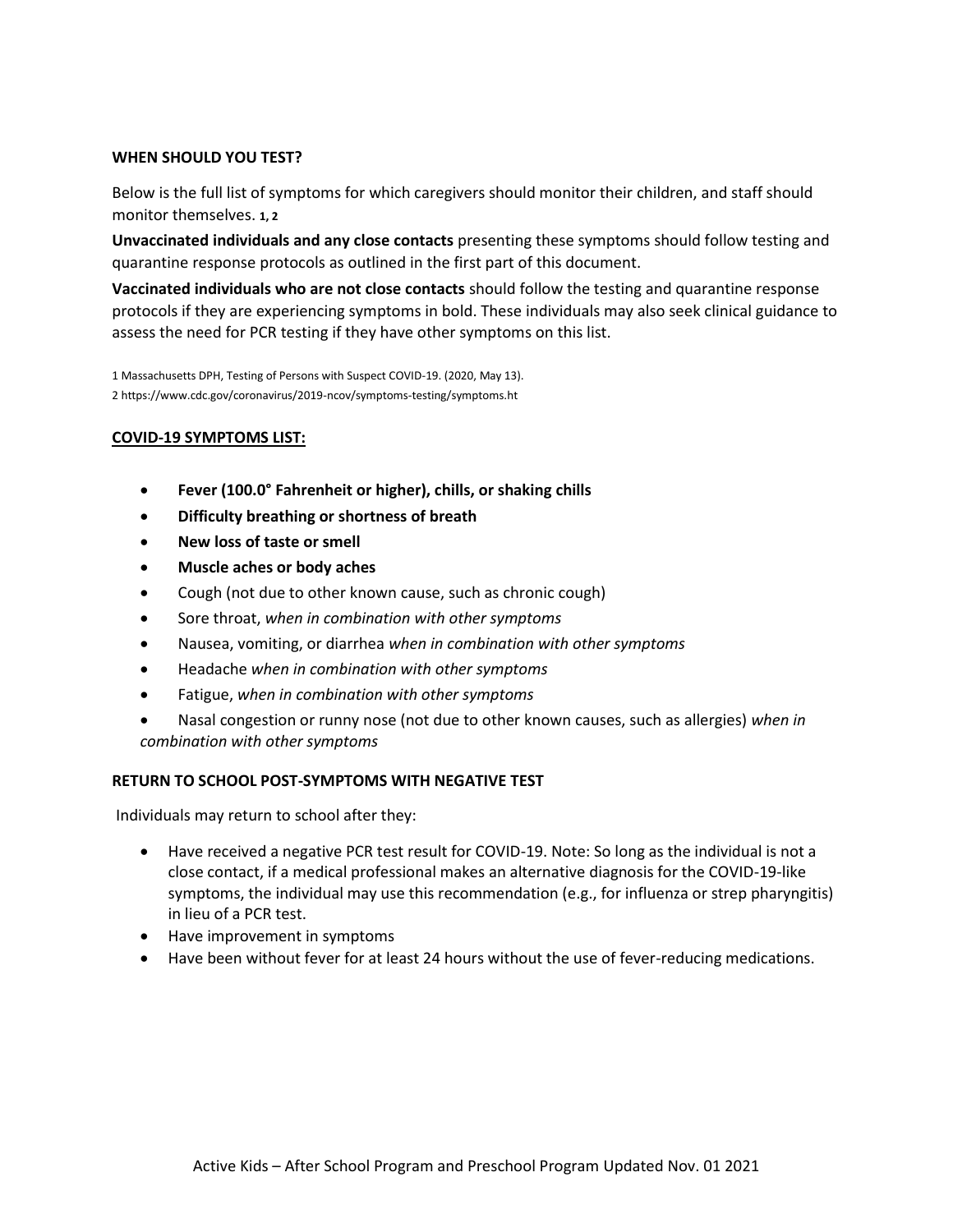**WHEN SHOULD YOU TEST?**

Below is the full list of symptoms for which caregivers should monitor their children, and staff should monitor themselves. [1, 2]

**Unvaccinated individuals and any close contacts** presenting these symptoms should follow testing and quarantine response protocols as outlined in the first part of this document.

**Vaccinated individuals who are not close contacts** should follow the testing and quarantine response protocols if they are experiencing symptoms in bold. These individuals may also seek clinical guidance to assess the need for PCR testing if they have other symptoms on this list.

1 Massachusetts DPH, Testing of Persons with Suspect COVID-19. (2020, May 13).
2 https://www.cdc.gov/coronavirus/2019-ncov/symptoms-testing/symptoms.ht

**COVID-19 SYMPTOMS LIST:**

- **Fever (100.0° Fahrenheit or higher), chills, or shaking chills**
- **Difficulty breathing or shortness of breath**
- **New loss of taste or smell**
- **Muscle aches or body aches**
- Cough (not due to other known cause, such as chronic cough)
- Sore throat, *when in combination with other symptoms*
- Nausea, vomiting, or diarrhea *when in combination with other symptoms*
- Headache *when in combination with other symptoms*
- Fatigue, *when in combination with other symptoms*
- Nasal congestion or runny nose (not due to other known causes, such as allergies) *when in combination with other symptoms*

**RETURN TO SCHOOL POST-SYMPTOMS WITH NEGATIVE TEST**

Individuals may return to school after they:

- Have received a negative PCR test result for COVID-19. Note: So long as the individual is not a close contact, if a medical professional makes an alternative diagnosis for the COVID-19-like symptoms, the individual may use this recommendation (e.g., for influenza or strep pharyngitis) in lieu of a PCR test.
- Have improvement in symptoms
- Have been without fever for at least 24 hours without the use of fever-reducing medications.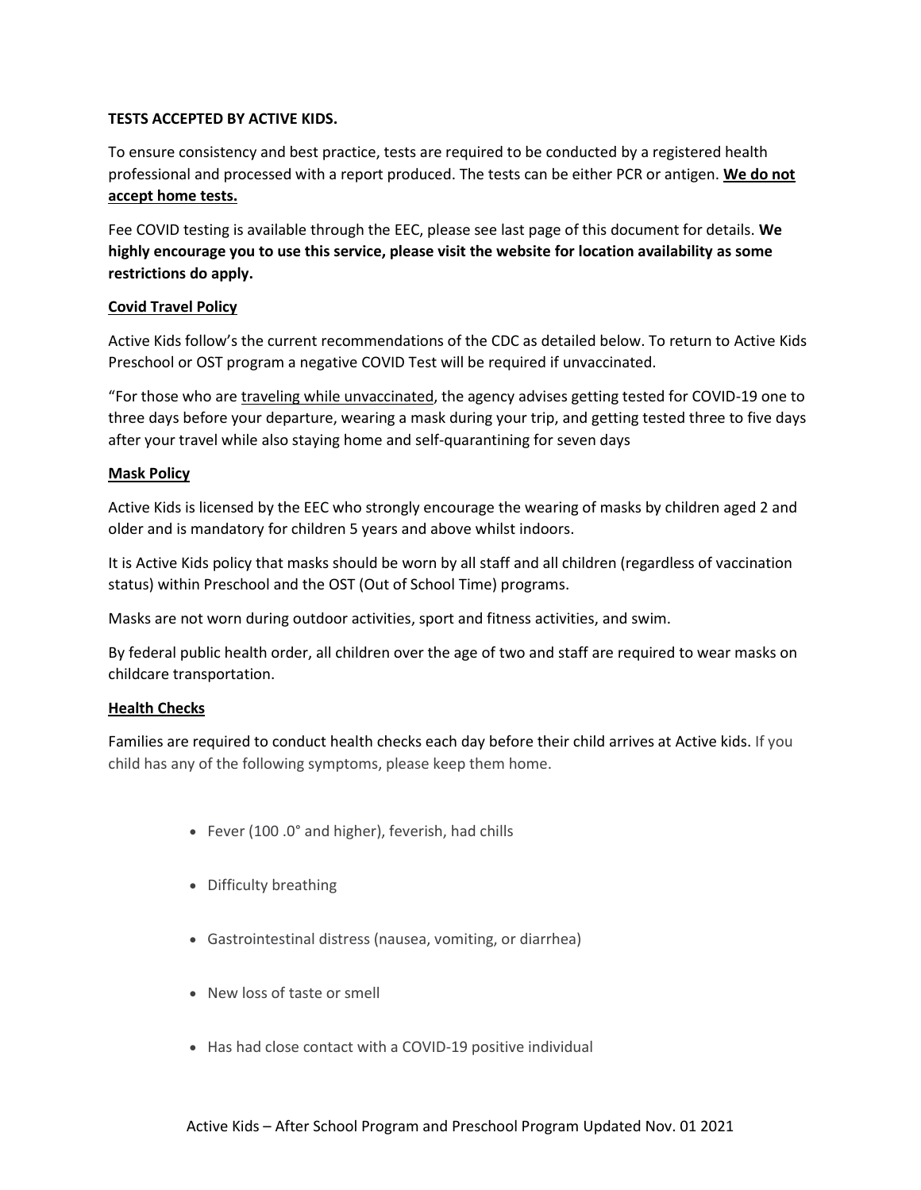**TESTS ACCEPTED BY ACTIVE KIDS.**

To ensure consistency and best practice, tests are required to be conducted by a registered health professional and processed with a report produced. The tests can be either PCR or antigen. **We do not accept home tests.**

Fee COVID testing is available through the EEC, please see last page of this document for details. **We highly encourage you to use this service, please visit the website for location availability as some restrictions do apply.**

**Covid Travel Policy**

Active Kids follow's the current recommendations of the CDC as detailed below. To return to Active Kids Preschool or OST program a negative COVID Test will be required if unvaccinated.

"For those who are traveling while unvaccinated, the agency advises getting tested for COVID-19 one to three days before your departure, wearing a mask during your trip, and getting tested three to five days after your travel while also staying home and self-quarantining for seven days

**Mask Policy**

Active Kids is licensed by the EEC who strongly encourage the wearing of masks by children aged 2 and older and is mandatory for children 5 years and above whilst indoors.

It is Active Kids policy that masks should be worn by all staff and all children (regardless of vaccination status) within Preschool and the OST (Out of School Time) programs.

Masks are not worn during outdoor activities, sport and fitness activities, and swim.

By federal public health order, all children over the age of two and staff are required to wear masks on childcare transportation.

**Health Checks**

Families are required to conduct health checks each day before their child arrives at Active kids. If you child has any of the following symptoms, please keep them home.

- Fever (100 .0° and higher), feverish, had chills
- Difficulty breathing
- Gastrointestinal distress (nausea, vomiting, or diarrhea)
- New loss of taste or smell
- Has had close contact with a COVID-19 positive individual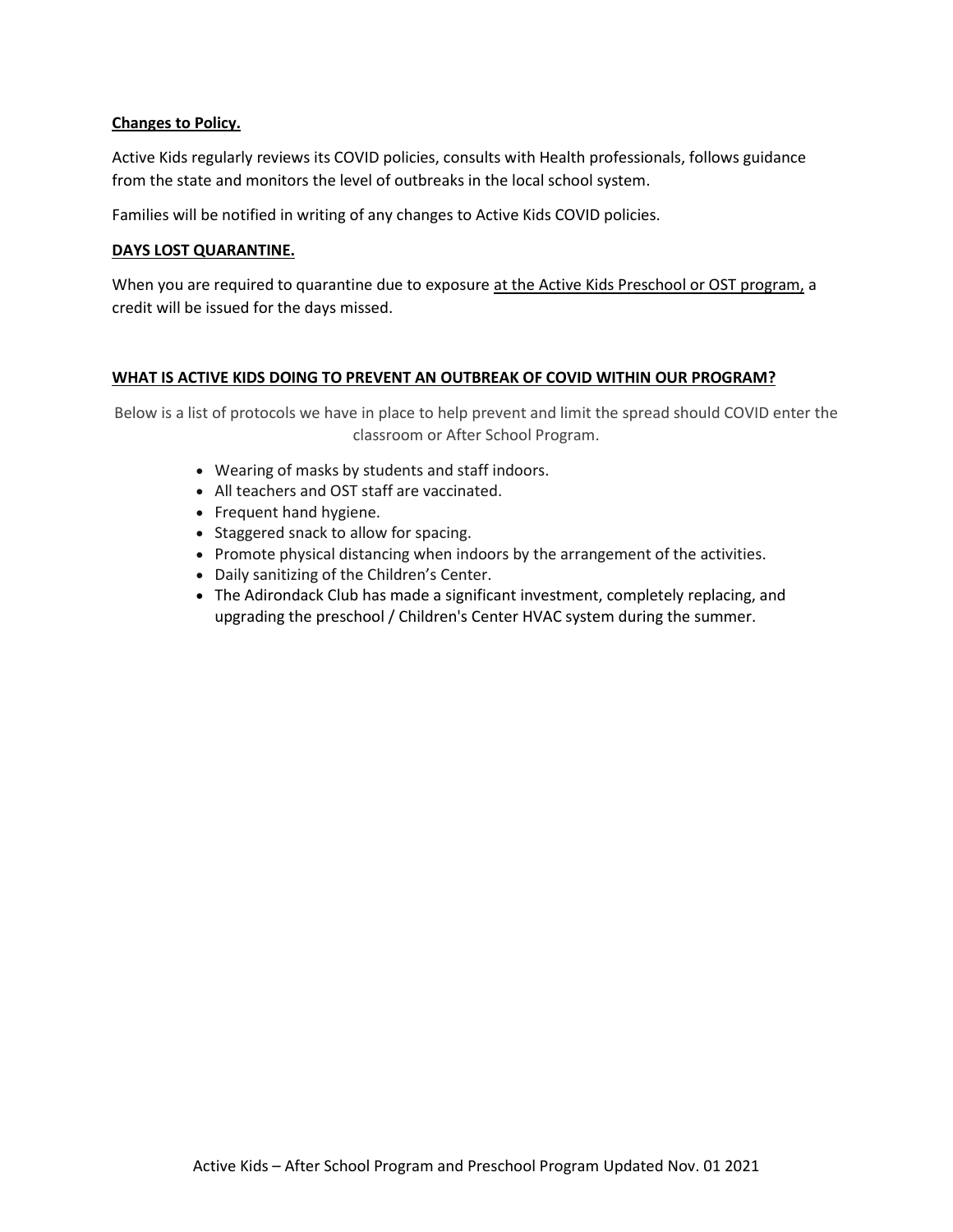**Changes to Policy.**

Active Kids regularly reviews its COVID policies, consults with Health professionals, follows guidance from the state and monitors the level of outbreaks in the local school system.

Families will be notified in writing of any changes to Active Kids COVID policies.

**DAYS LOST QUARANTINE.**

When you are required to quarantine due to exposure at the Active Kids Preschool or OST program, a credit will be issued for the days missed.

**WHAT IS ACTIVE KIDS DOING TO PREVENT AN OUTBREAK OF COVID WITHIN OUR PROGRAM?**

Below is a list of protocols we have in place to help prevent and limit the spread should COVID enter the classroom or After School Program.

- Wearing of masks by students and staff indoors.
- All teachers and OST staff are vaccinated.
- Frequent hand hygiene.
- Staggered snack to allow for spacing.
- Promote physical distancing when indoors by the arrangement of the activities.
- Daily sanitizing of the Children's Center.
- The Adirondack Club has made a significant investment, completely replacing, and upgrading the preschool / Children's Center HVAC system during the summer.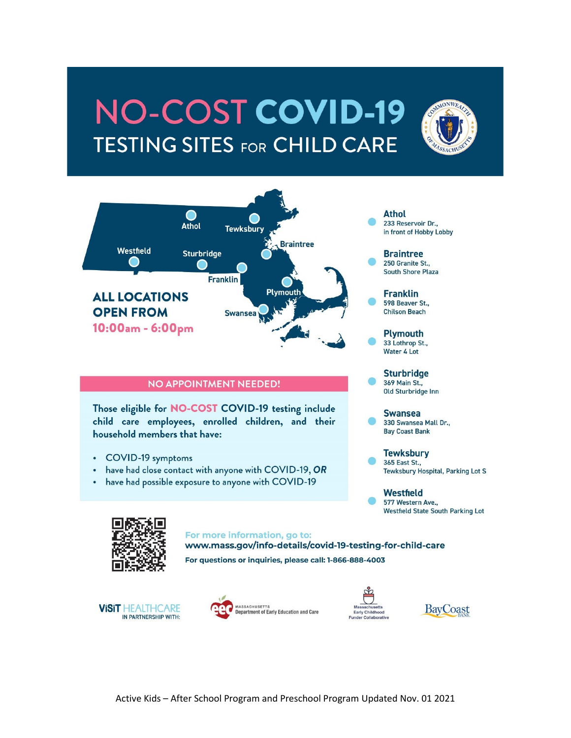# NO-COST COVID-19 TESTING SITES FOR CHILD CARE

Athol
Tewksbury
Braintree
Westfield
Sturbridge
Franklin
Plymouth
Swansea

**ALL LOCATIONS OPEN FROM**
**10:00am - 6:00pm**

**Athol**
233 Reservoir Dr.,
in front of Hobby Lobby

**Braintree**
250 Granite St.,
South Shore Plaza

**Franklin**
598 Beaver St.,
Chilson Beach

**Plymouth**
33 Lothrop St.,
Water 4 Lot

**Sturbridge**
369 Main St.,
Old Sturbridge Inn

**Swansea**
330 Swansea Mall Dr.,
Bay Coast Bank

**Tewksbury**
365 East St.,
Tewksbury Hospital, Parking Lot S

**Westfield**
577 Western Ave.,
Westfield State South Parking Lot

## NO APPOINTMENT NEEDED!

Those eligible for NO-COST COVID-19 testing include child care employees, enrolled children, and their household members that have:

- COVID-19 symptoms
- have had close contact with anyone with COVID-19, *OR*
- have had possible exposure to anyone with COVID-19

For more information, go to:
**www.mass.gov/info-details/covid-19-testing-for-child-care**

**For questions or inquiries, please call: 1-866-888-4003**

VISIT HEALTHCARE IN PARTNERSHIP WITH: Massachusetts Department of Early Education and Care; Massachusetts Early Childhood Funder Collaborative; BayCoast Bank

Active Kids – After School Program and Preschool Program Updated Nov. 01 2021